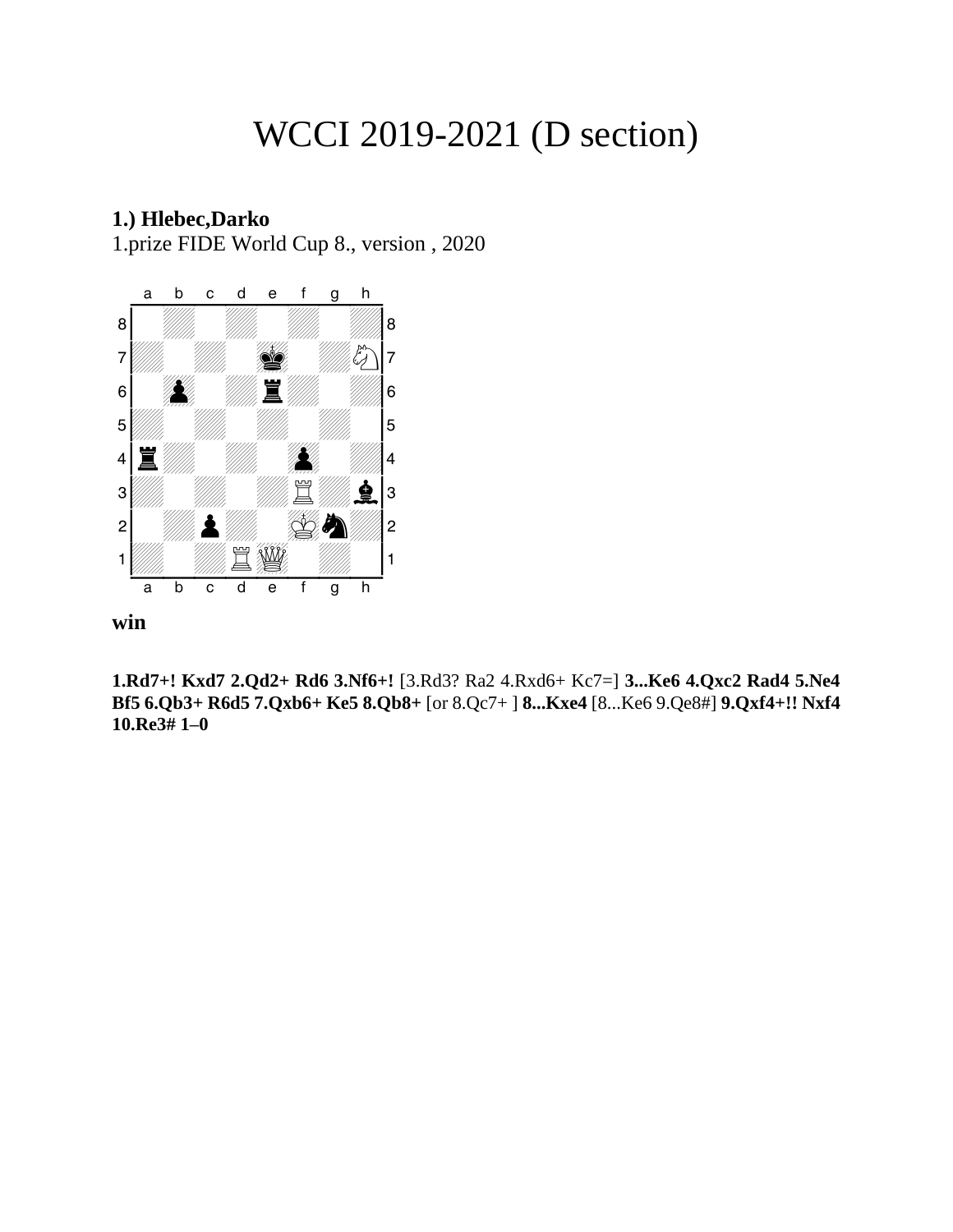# WCCI 2019-2021 (D section)

**1.) Hlebec,Darko**
1.prize FIDE World Cup 8., version , 2020

**win**

**1.Rd7+! Kxd7 2.Qd2+ Rd6 3.Nf6+!** [3.Rd3? Ra2 4.Rxd6+ Kc7=] **3...Ke6 4.Qxc2 Rad4 5.Ne4 Bf5 6.Qb3+ R6d5 7.Qxb6+ Ke5 8.Qb8+** [or 8.Qc7+ ] **8...Kxe4** [8...Ke6 9.Qe8#] **9.Qxf4+!! Nxf4 10.Re3# 1–0**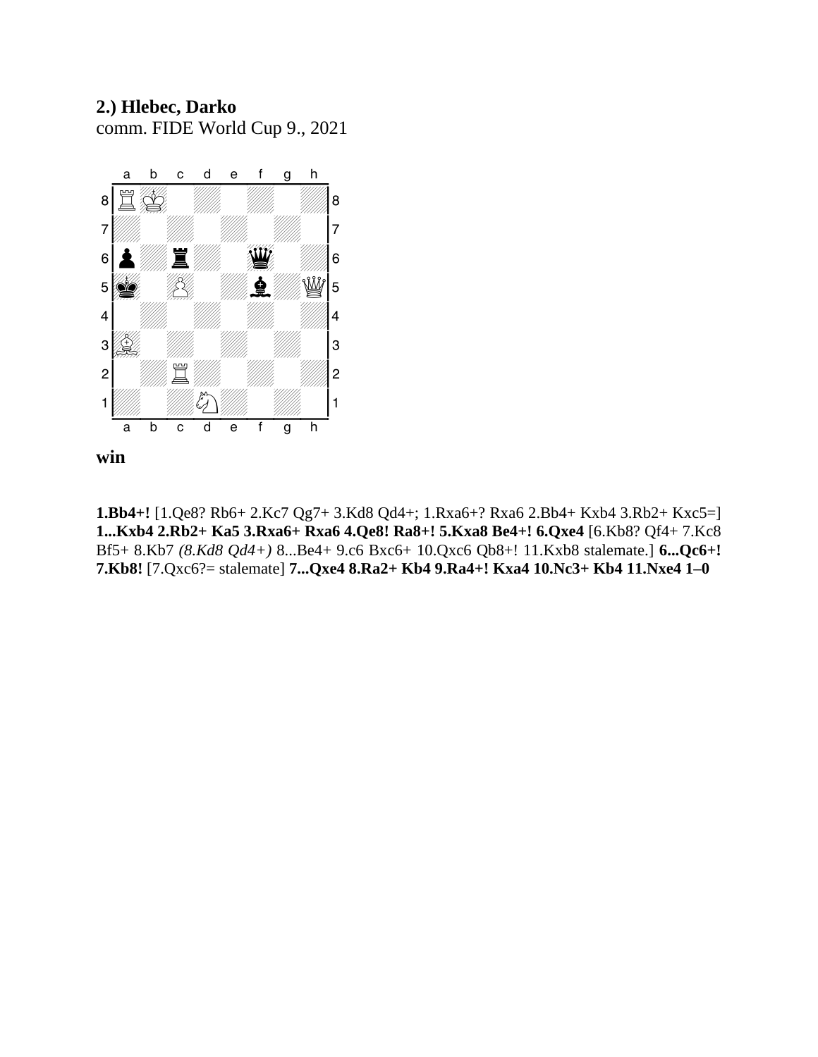**2.) Hlebec, Darko**
comm. FIDE World Cup 9., 2021

**win**

**1.Bb4+!** [1.Qe8? Rb6+ 2.Kc7 Qg7+ 3.Kd8 Qd4+; 1.Rxa6+? Rxa6 2.Bb4+ Kxb4 3.Rb2+ Kxc5=] **1...Kxb4 2.Rb2+ Ka5 3.Rxa6+ Rxa6 4.Qe8! Ra8+! 5.Kxa8 Be4+! 6.Qxe4** [6.Kb8? Qf4+ 7.Kc8 Bf5+ 8.Kb7 *(8.Kd8 Qd4+)* 8...Be4+ 9.c6 Bxc6+ 10.Qxc6 Qb8+! 11.Kxb8 stalemate.] **6...Qc6+! 7.Kb8!** [7.Qxc6?= stalemate] **7...Qxe4 8.Ra2+ Kb4 9.Ra4+! Kxa4 10.Nc3+ Kb4 11.Nxe4 1–0**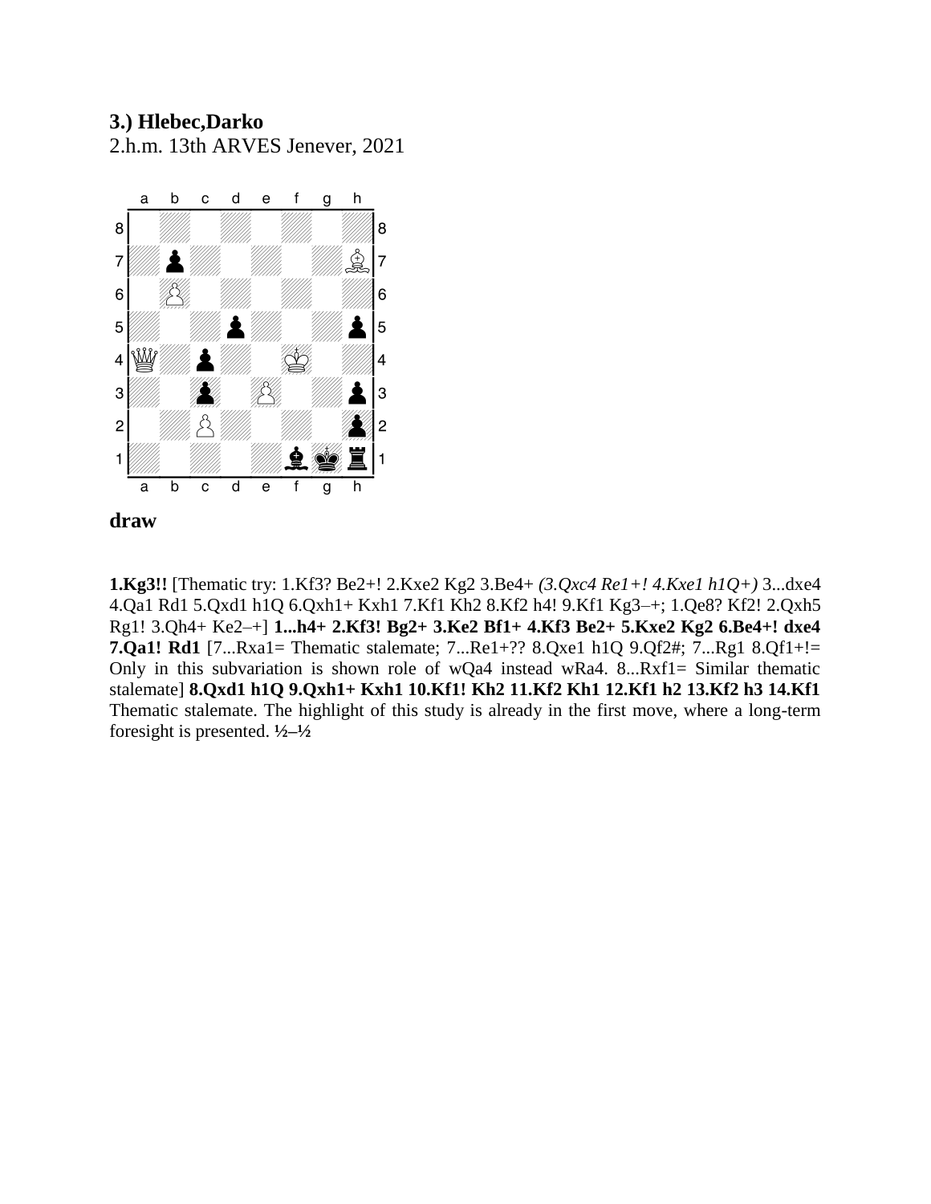### 3.) Hlebec,Darko

2.h.m. 13th ARVES Jenever, 2021

**draw**

**1.Kg3!!** [Thematic try: 1.Kf3? Be2+! 2.Kxe2 Kg2 3.Be4+ *(3.Qxc4 Re1+! 4.Kxe1 h1Q+)* 3...dxe4 4.Qa1 Rd1 5.Qxd1 h1Q 6.Qxh1+ Kxh1 7.Kf1 Kh2 8.Kf2 h4! 9.Kf1 Kg3–+; 1.Qe8? Kf2! 2.Qxh5 Rg1! 3.Qh4+ Ke2–+] **1...h4+ 2.Kf3! Bg2+ 3.Ke2 Bf1+ 4.Kf3 Be2+ 5.Kxe2 Kg2 6.Be4+! dxe4 7.Qa1! Rd1** [7...Rxa1= Thematic stalemate; 7...Re1+?? 8.Qxe1 h1Q 9.Qf2#; 7...Rg1 8.Qf1+!= Only in this subvariation is shown role of wQa4 instead wRa4. 8...Rxf1= Similar thematic stalemate] **8.Qxd1 h1Q 9.Qxh1+ Kxh1 10.Kf1! Kh2 11.Kf2 Kh1 12.Kf1 h2 13.Kf2 h3 14.Kf1** Thematic stalemate. The highlight of this study is already in the first move, where a long-term foresight is presented. ½–½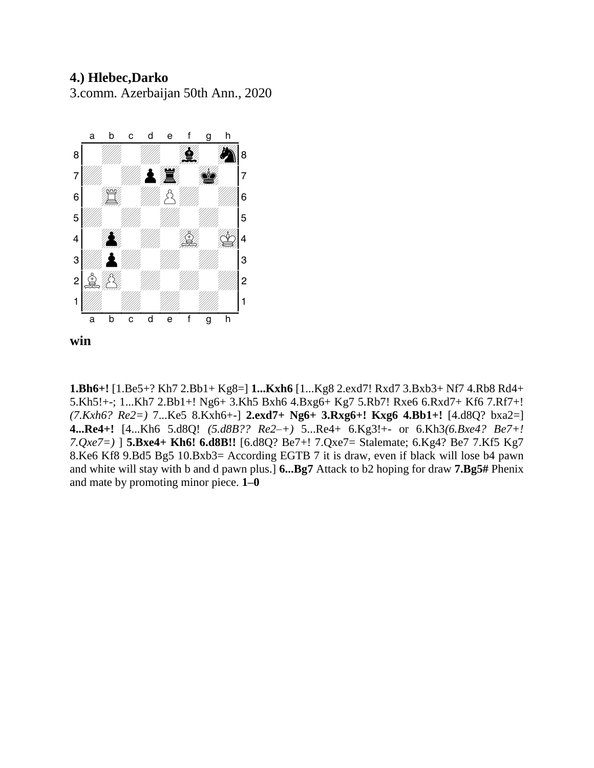**4.) Hlebec,Darko**
3.comm. Azerbaijan 50th Ann., 2020

**win**

**1.Bh6+!** [1.Be5+? Kh7 2.Bb1+ Kg8=] **1...Kxh6** [1...Kg8 2.exd7! Rxd7 3.Bxb3+ Nf7 4.Rb8 Rd4+ 5.Kh5!+-; 1...Kh7 2.Bb1+! Ng6+ 3.Kh5 Bxh6 4.Bxg6+ Kg7 5.Rb7! Rxe6 6.Rxd7+ Kf6 7.Rf7+! *(7.Kxh6? Re2=)* 7...Ke5 8.Kxh6+-] **2.exd7+ Ng6+ 3.Rxg6+! Kxg6 4.Bb1+!** [4.d8Q? bxa2=] **4...Re4+!** [4...Kh6 5.d8Q! *(5.d8B?? Re2–+)* 5...Re4+ 6.Kg3!+- or 6.Kh3*(6.Bxe4? Be7+! 7.Qxe7=)* ] **5.Bxe4+ Kh6! 6.d8B!!** [6.d8Q? Be7+! 7.Qxe7= Stalemate; 6.Kg4? Be7 7.Kf5 Kg7 8.Ke6 Kf8 9.Bd5 Bg5 10.Bxb3= According EGTB 7 it is draw, even if black will lose b4 pawn and white will stay with b and d pawn plus.] **6...Bg7** Attack to b2 hoping for draw **7.Bg5#** Phenix and mate by promoting minor piece. **1–0**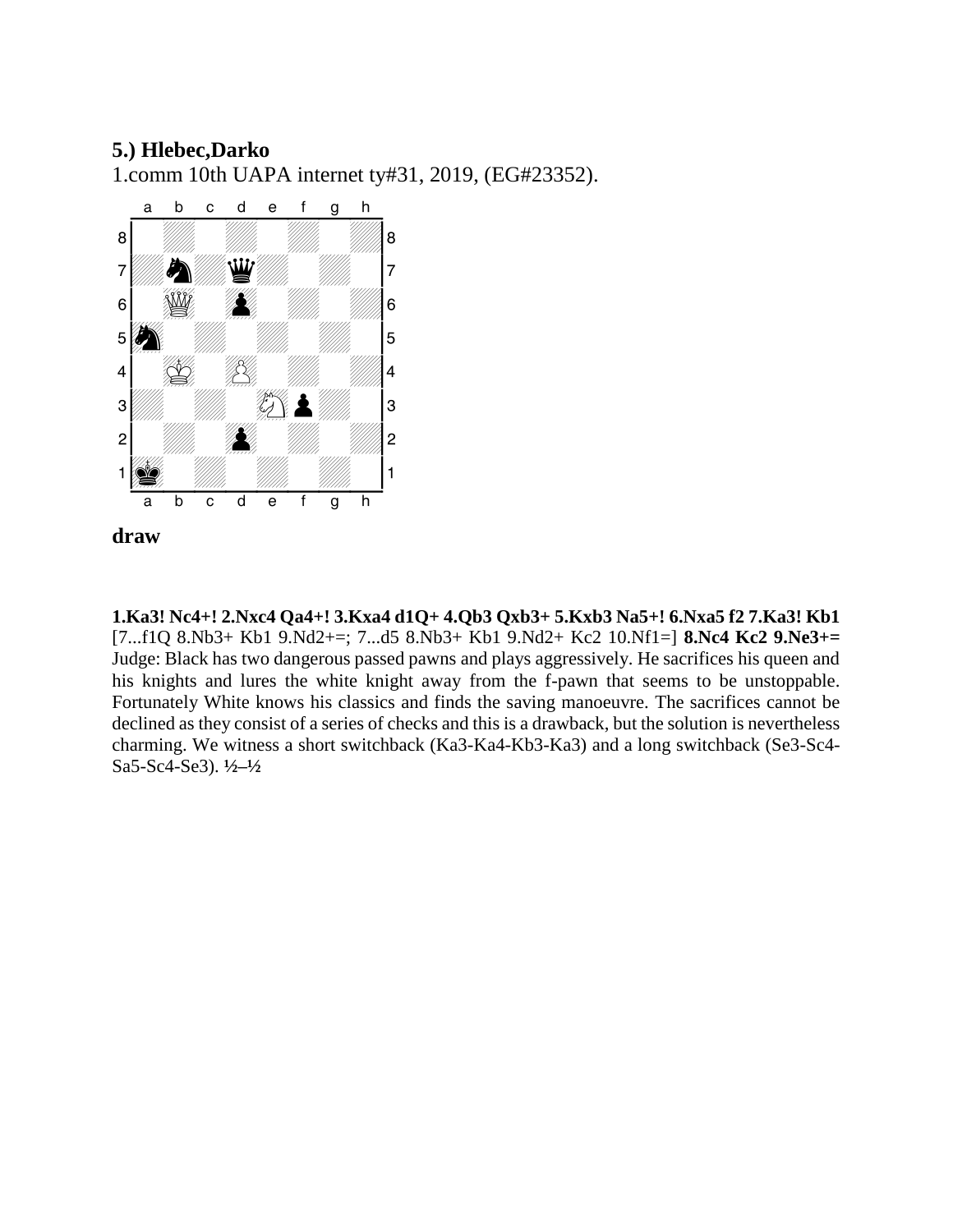**5.) Hlebec,Darko**

1.comm 10th UAPA internet ty#31, 2019, (EG#23352).

**draw**

**1.Ka3! Nc4+! 2.Nxc4 Qa4+! 3.Kxa4 d1Q+ 4.Qb3 Qxb3+ 5.Kxb3 Na5+! 6.Nxa5 f2 7.Ka3! Kb1** [7...f1Q 8.Nb3+ Kb1 9.Nd2+=; 7...d5 8.Nb3+ Kb1 9.Nd2+ Kc2 10.Nf1=] **8.Nc4 Kc2 9.Ne3+=** Judge: Black has two dangerous passed pawns and plays aggressively. He sacrifices his queen and his knights and lures the white knight away from the f-pawn that seems to be unstoppable. Fortunately White knows his classics and finds the saving manoeuvre. The sacrifices cannot be declined as they consist of a series of checks and this is a drawback, but the solution is nevertheless charming. We witness a short switchback (Ka3-Ka4-Kb3-Ka3) and a long switchback (Se3-Sc4-Sa5-Sc4-Se3). ½–½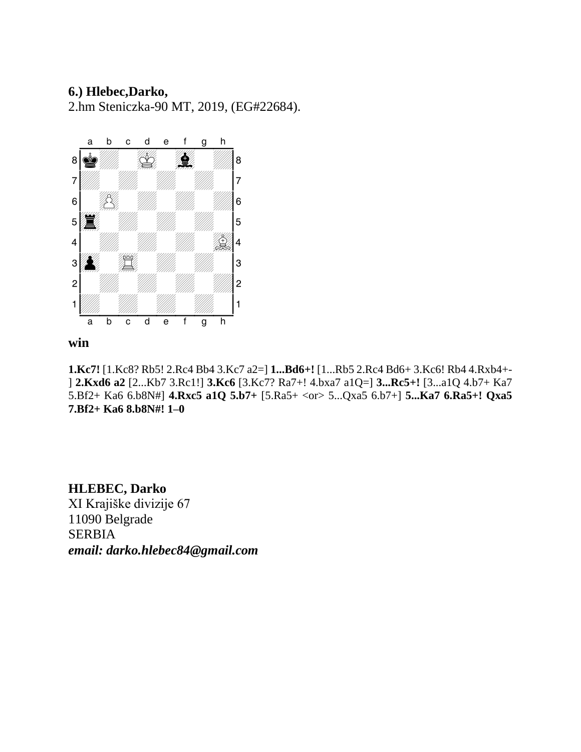**6.) Hlebec,Darko,**
2.hm Steniczka-90 MT, 2019, (EG#22684).

a b c d e f g h

8
7
6
5
4
3
2
1

a b c d e f g h

**win**

**1.Kc7!** [1.Kc8? Rb5! 2.Rc4 Bb4 3.Kc7 a2=] **1...Bd6+!** [1...Rb5 2.Rc4 Bd6+ 3.Kc6! Rb4 4.Rxb4+- ] **2.Kxd6 a2** [2...Kb7 3.Rc1!] **3.Kc6** [3.Kc7? Ra7+! 4.bxa7 a1Q=] **3...Rc5+!** [3...a1Q 4.b7+ Ka7 5.Bf2+ Ka6 6.b8N#] **4.Rxc5 a1Q 5.b7+** [5.Ra5+ <or> 5...Qxa5 6.b7+] **5...Ka7 6.Ra5+! Qxa5 7.Bf2+ Ka6 8.b8N#! 1–0**

**HLEBEC, Darko**
XI Krajiške divizije 67
11090 Belgrade
SERBIA
***email: darko.hlebec84@gmail.com***